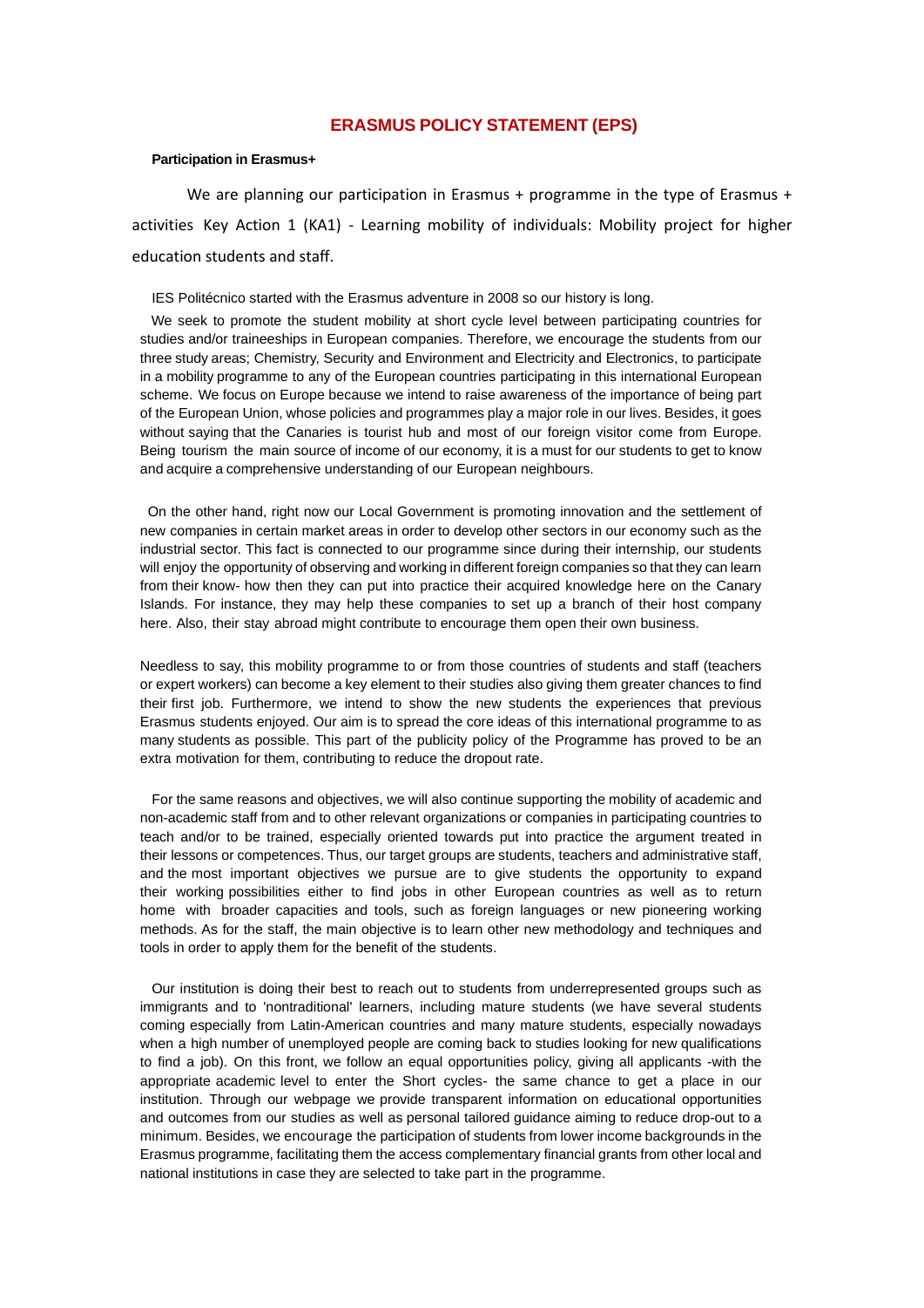# ERASMUS POLICY STATEMENT (EPS)

**Participation in Erasmus+**

We are planning our participation in Erasmus + programme in the type of Erasmus + activities Key Action 1 (KA1) - Learning mobility of individuals: Mobility project for higher education students and staff.

IES Politécnico started with the Erasmus adventure in 2008 so our history is long.

We seek to promote the student mobility at short cycle level between participating countries for studies and/or traineeships in European companies. Therefore, we encourage the students from our three study areas; Chemistry, Security and Environment and Electricity and Electronics, to participate in a mobility programme to any of the European countries participating in this international European scheme. We focus on Europe because we intend to raise awareness of the importance of being part of the European Union, whose policies and programmes play a major role in our lives. Besides, it goes without saying that the Canaries is tourist hub and most of our foreign visitor come from Europe. Being tourism the main source of income of our economy, it is a must for our students to get to know and acquire a comprehensive understanding of our European neighbours.

On the other hand, right now our Local Government is promoting innovation and the settlement of new companies in certain market areas in order to develop other sectors in our economy such as the industrial sector. This fact is connected to our programme since during their internship, our students will enjoy the opportunity of observing and working in different foreign companies so that they can learn from their know- how then they can put into practice their acquired knowledge here on the Canary Islands. For instance, they may help these companies to set up a branch of their host company here. Also, their stay abroad might contribute to encourage them open their own business.

Needless to say, this mobility programme to or from those countries of students and staff (teachers or expert workers) can become a key element to their studies also giving them greater chances to find their first job. Furthermore, we intend to show the new students the experiences that previous Erasmus students enjoyed. Our aim is to spread the core ideas of this international programme to as many students as possible. This part of the publicity policy of the Programme has proved to be an extra motivation for them, contributing to reduce the dropout rate.

For the same reasons and objectives, we will also continue supporting the mobility of academic and non-academic staff from and to other relevant organizations or companies in participating countries to teach and/or to be trained, especially oriented towards put into practice the argument treated in their lessons or competences. Thus, our target groups are students, teachers and administrative staff, and the most important objectives we pursue are to give students the opportunity to expand their working possibilities either to find jobs in other European countries as well as to return home with broader capacities and tools, such as foreign languages or new pioneering working methods. As for the staff, the main objective is to learn other new methodology and techniques and tools in order to apply them for the benefit of the students.

Our institution is doing their best to reach out to students from underrepresented groups such as immigrants and to 'nontraditional' learners, including mature students (we have several students coming especially from Latin-American countries and many mature students, especially nowadays when a high number of unemployed people are coming back to studies looking for new qualifications to find a job). On this front, we follow an equal opportunities policy, giving all applicants -with the appropriate academic level to enter the Short cycles- the same chance to get a place in our institution. Through our webpage we provide transparent information on educational opportunities and outcomes from our studies as well as personal tailored guidance aiming to reduce drop-out to a minimum. Besides, we encourage the participation of students from lower income backgrounds in the Erasmus programme, facilitating them the access complementary financial grants from other local and national institutions in case they are selected to take part in the programme.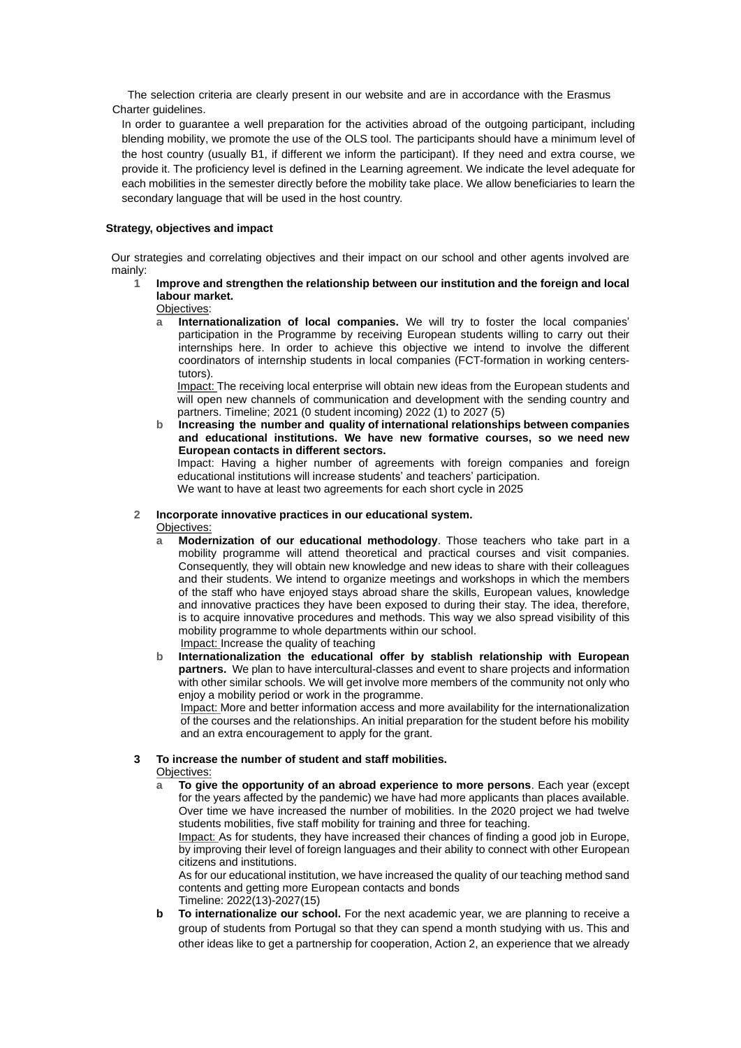The selection criteria are clearly present in our website and are in accordance with the Erasmus Charter guidelines.

In order to guarantee a well preparation for the activities abroad of the outgoing participant, including blending mobility, we promote the use of the OLS tool. The participants should have a minimum level of the host country (usually B1, if different we inform the participant). If they need and extra course, we provide it. The proficiency level is defined in the Learning agreement. We indicate the level adequate for each mobilities in the semester directly before the mobility take place. We allow beneficiaries to learn the secondary language that will be used in the host country.

**Strategy, objectives and impact**

Our strategies and correlating objectives and their impact on our school and other agents involved are mainly:

1. **Improve and strengthen the relationship between our institution and the foreign and local labour market.**

   Objectives:

   a. **Internationalization of local companies.** We will try to foster the local companies' participation in the Programme by receiving European students willing to carry out their internships here. In order to achieve this objective we intend to involve the different coordinators of internship students in local companies (FCT-formation in working centers-tutors).

      Impact: The receiving local enterprise will obtain new ideas from the European students and will open new channels of communication and development with the sending country and partners. Timeline; 2021 (0 student incoming) 2022 (1) to 2027 (5)

   b. **Increasing the number and quality of international relationships between companies and educational institutions. We have new formative courses, so we need new European contacts in different sectors.**

      Impact: Having a higher number of agreements with foreign companies and foreign educational institutions will increase students' and teachers' participation.

      We want to have at least two agreements for each short cycle in 2025

2. **Incorporate innovative practices in our educational system.**

   Objectives:

   a. **Modernization of our educational methodology**. Those teachers who take part in a mobility programme will attend theoretical and practical courses and visit companies. Consequently, they will obtain new knowledge and new ideas to share with their colleagues and their students. We intend to organize meetings and workshops in which the members of the staff who have enjoyed stays abroad share the skills, European values, knowledge and innovative practices they have been exposed to during their stay. The idea, therefore, is to acquire innovative procedures and methods. This way we also spread visibility of this mobility programme to whole departments within our school.

      Impact: Increase the quality of teaching

   b. **Internationalization the educational offer by stablish relationship with European partners.** We plan to have intercultural-classes and event to share projects and information with other similar schools. We will get involve more members of the community not only who enjoy a mobility period or work in the programme.

      Impact: More and better information access and more availability for the internationalization of the courses and the relationships. An initial preparation for the student before his mobility and an extra encouragement to apply for the grant.

3. **To increase the number of student and staff mobilities.**

   Objectives:

   a. **To give the opportunity of an abroad experience to more persons**. Each year (except for the years affected by the pandemic) we have had more applicants than places available. Over time we have increased the number of mobilities. In the 2020 project we had twelve students mobilities, five staff mobility for training and three for teaching.

      Impact: As for students, they have increased their chances of finding a good job in Europe, by improving their level of foreign languages and their ability to connect with other European citizens and institutions.

      As for our educational institution, we have increased the quality of our teaching method sand contents and getting more European contacts and bonds

      Timeline: 2022(13)-2027(15)

   b. **To internationalize our school.** For the next academic year, we are planning to receive a group of students from Portugal so that they can spend a month studying with us. This and other ideas like to get a partnership for cooperation, Action 2, an experience that we already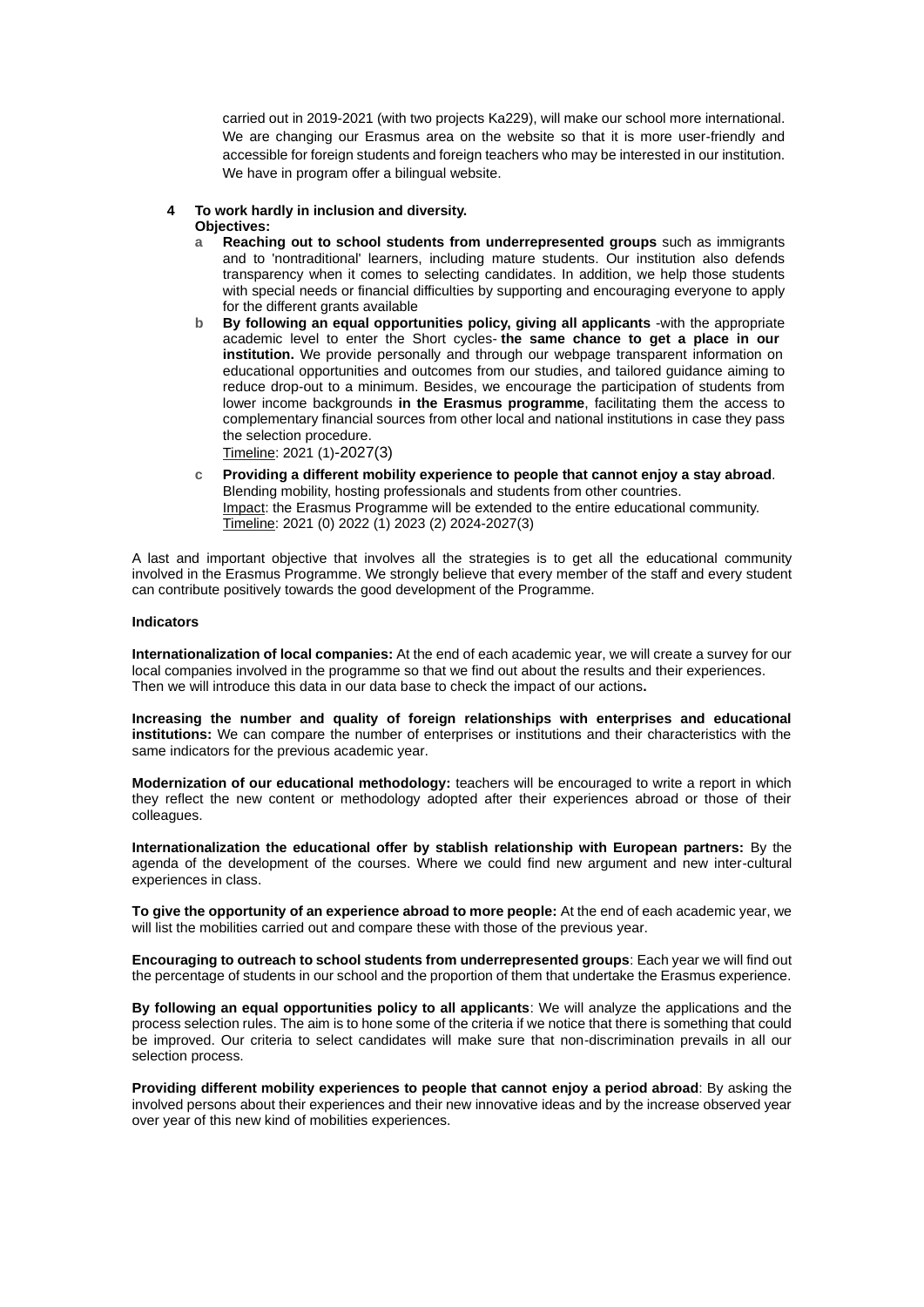carried out in 2019-2021 (with two projects Ka229), will make our school more international. We are changing our Erasmus area on the website so that it is more user-friendly and accessible for foreign students and foreign teachers who may be interested in our institution. We have in program offer a bilingual website.

**4 To work hardly in inclusion and diversity.**
**Objectives:**

a. **Reaching out to school students from underrepresented groups** such as immigrants and to 'nontraditional' learners, including mature students. Our institution also defends transparency when it comes to selecting candidates. In addition, we help those students with special needs or financial difficulties by supporting and encouraging everyone to apply for the different grants available

b. **By following an equal opportunities policy, giving all applicants** -with the appropriate academic level to enter the Short cycles- **the same chance to get a place in our institution.** We provide personally and through our webpage transparent information on educational opportunities and outcomes from our studies, and tailored guidance aiming to reduce drop-out to a minimum. Besides, we encourage the participation of students from lower income backgrounds **in the Erasmus programme**, facilitating them the access to complementary financial sources from other local and national institutions in case they pass the selection procedure.
Timeline: 2021 (1)-2027(3)

c. **Providing a different mobility experience to people that cannot enjoy a stay abroad**. Blending mobility, hosting professionals and students from other countries.
Impact: the Erasmus Programme will be extended to the entire educational community.
Timeline: 2021 (0) 2022 (1) 2023 (2) 2024-2027(3)

A last and important objective that involves all the strategies is to get all the educational community involved in the Erasmus Programme. We strongly believe that every member of the staff and every student can contribute positively towards the good development of the Programme.

**Indicators**

**Internationalization of local companies:** At the end of each academic year, we will create a survey for our local companies involved in the programme so that we find out about the results and their experiences. Then we will introduce this data in our data base to check the impact of our actions**.**

**Increasing the number and quality of foreign relationships with enterprises and educational institutions:** We can compare the number of enterprises or institutions and their characteristics with the same indicators for the previous academic year.

**Modernization of our educational methodology:** teachers will be encouraged to write a report in which they reflect the new content or methodology adopted after their experiences abroad or those of their colleagues.

**Internationalization the educational offer by stablish relationship with European partners:** By the agenda of the development of the courses. Where we could find new argument and new inter-cultural experiences in class.

**To give the opportunity of an experience abroad to more people:** At the end of each academic year, we will list the mobilities carried out and compare these with those of the previous year.

**Encouraging to outreach to school students from underrepresented groups**: Each year we will find out the percentage of students in our school and the proportion of them that undertake the Erasmus experience.

**By following an equal opportunities policy to all applicants**: We will analyze the applications and the process selection rules. The aim is to hone some of the criteria if we notice that there is something that could be improved. Our criteria to select candidates will make sure that non-discrimination prevails in all our selection process.

**Providing different mobility experiences to people that cannot enjoy a period abroad**: By asking the involved persons about their experiences and their new innovative ideas and by the increase observed year over year of this new kind of mobilities experiences.